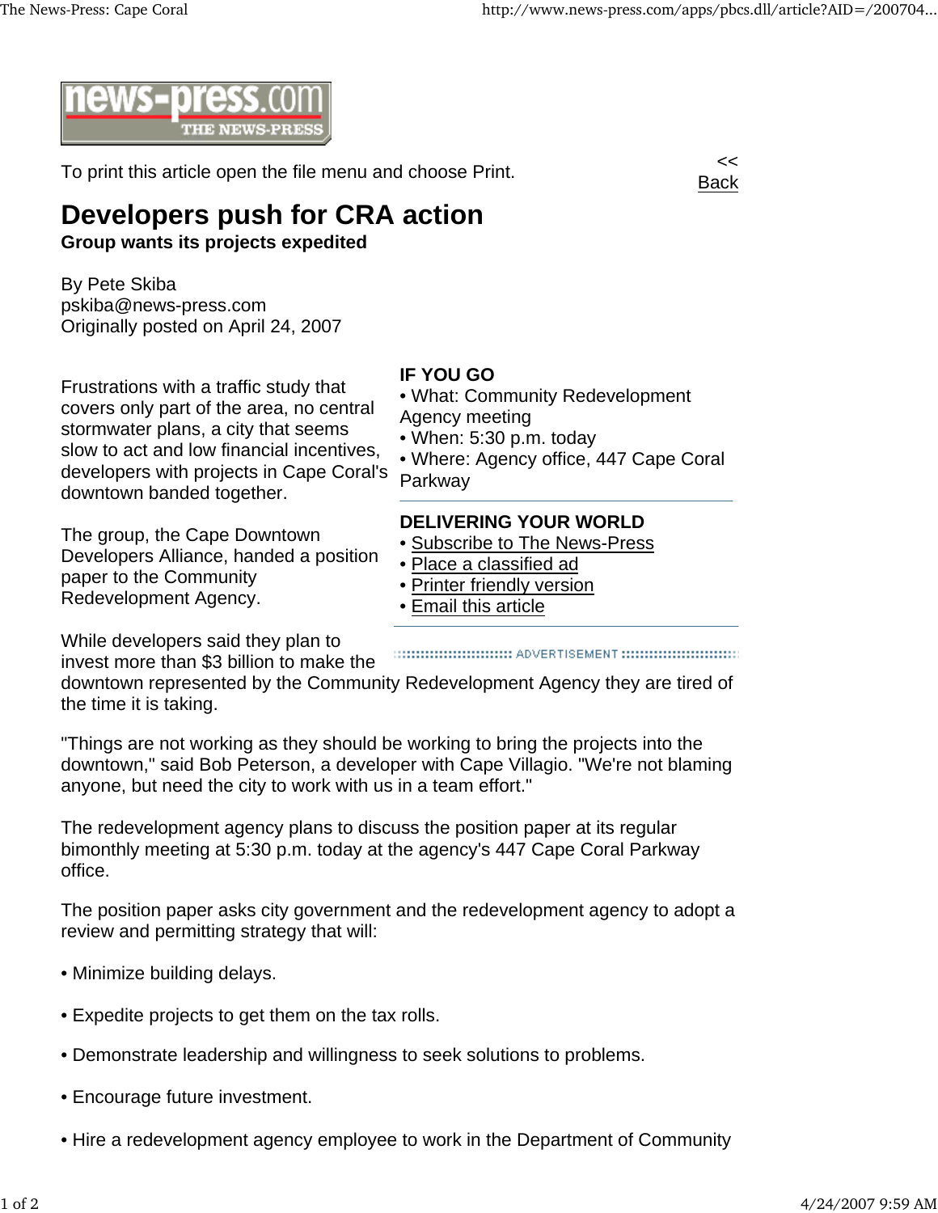news-press.com THE NEWS-PRESS

To print this article open the file menu and choose Print.

<< Back

# Developers push for CRA action

**Group wants its projects expedited**

By Pete Skiba
pskiba@news-press.com
Originally posted on April 24, 2007

Frustrations with a traffic study that covers only part of the area, no central stormwater plans, a city that seems slow to act and low financial incentives, developers with projects in Cape Coral's downtown banded together.

The group, the Cape Downtown Developers Alliance, handed a position paper to the Community Redevelopment Agency.

While developers said they plan to invest more than $3 billion to make the downtown represented by the Community Redevelopment Agency they are tired of the time it is taking.

"Things are not working as they should be working to bring the projects into the downtown," said Bob Peterson, a developer with Cape Villagio. "We're not blaming anyone, but need the city to work with us in a team effort."

The redevelopment agency plans to discuss the position paper at its regular bimonthly meeting at 5:30 p.m. today at the agency's 447 Cape Coral Parkway office.

The position paper asks city government and the redevelopment agency to adopt a review and permitting strategy that will:

- Minimize building delays.
- Expedite projects to get them on the tax rolls.
- Demonstrate leadership and willingness to seek solutions to problems.
- Encourage future investment.
- Hire a redevelopment agency employee to work in the Department of Community

**IF YOU GO**

- What: Community Redevelopment Agency meeting
- When: 5:30 p.m. today
- Where: Agency office, 447 Cape Coral Parkway

**DELIVERING YOUR WORLD**

- Subscribe to The News-Press
- Place a classified ad
- Printer friendly version
- Email this article

ADVERTISEMENT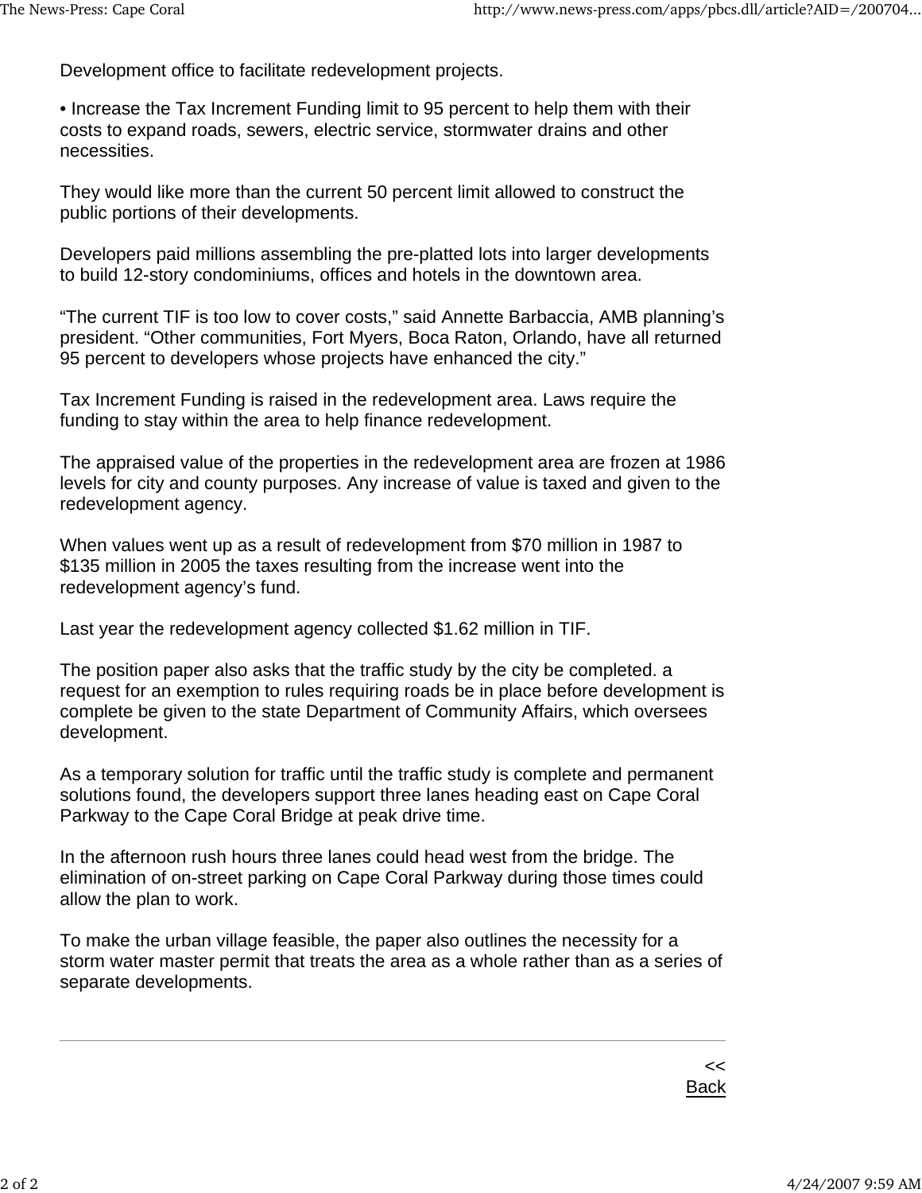Development office to facilitate redevelopment projects.

• Increase the Tax Increment Funding limit to 95 percent to help them with their costs to expand roads, sewers, electric service, stormwater drains and other necessities.

They would like more than the current 50 percent limit allowed to construct the public portions of their developments.

Developers paid millions assembling the pre-platted lots into larger developments to build 12-story condominiums, offices and hotels in the downtown area.

“The current TIF is too low to cover costs,” said Annette Barbaccia, AMB planning’s president. “Other communities, Fort Myers, Boca Raton, Orlando, have all returned 95 percent to developers whose projects have enhanced the city.”

Tax Increment Funding is raised in the redevelopment area. Laws require the funding to stay within the area to help finance redevelopment.

The appraised value of the properties in the redevelopment area are frozen at 1986 levels for city and county purposes. Any increase of value is taxed and given to the redevelopment agency.

When values went up as a result of redevelopment from $70 million in 1987 to $135 million in 2005 the taxes resulting from the increase went into the redevelopment agency’s fund.

Last year the redevelopment agency collected $1.62 million in TIF.

The position paper also asks that the traffic study by the city be completed. a request for an exemption to rules requiring roads be in place before development is complete be given to the state Department of Community Affairs, which oversees development.

As a temporary solution for traffic until the traffic study is complete and permanent solutions found, the developers support three lanes heading east on Cape Coral Parkway to the Cape Coral Bridge at peak drive time.

In the afternoon rush hours three lanes could head west from the bridge. The elimination of on-street parking on Cape Coral Parkway during those times could allow the plan to work.

To make the urban village feasible, the paper also outlines the necessity for a storm water master permit that treats the area as a whole rather than as a series of separate developments.

---

<< Back